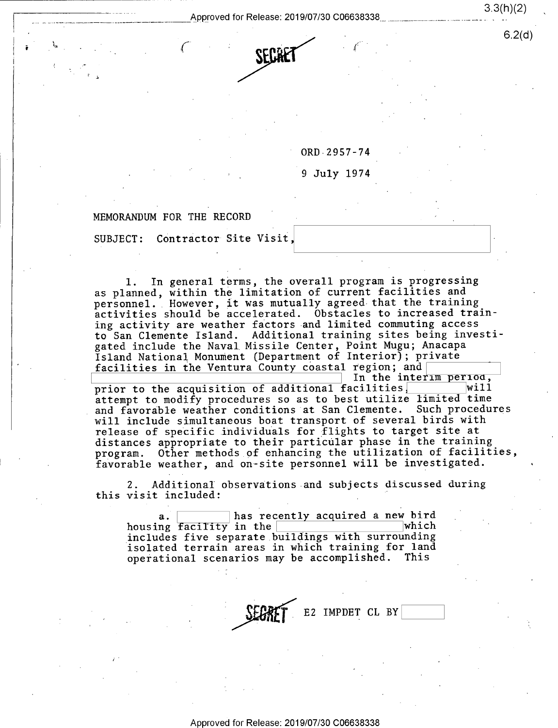SECRET

ORD 2957-74

9 July 1974

MEMORANDUM FOR THE RECORD

SUBJECT: Contractor Site Visit, [redacted]

1. In general terms, the overall program is progressing as planned, within the limitation of current facilities and personnel. However, it was mutually agreed that the training activities should be accelerated. Obstacles to increased training activity are weather factors and limited commuting access to San Clemente Island. Additional training sites being investigated include the Naval Missile Center, Point Mugu; Anacapa Island National Monument (Department of Interior); private facilities in the Ventura County coastal region; and [redacted] In the interim period, prior to the acquisition of additional facilities, [redacted] will attempt to modify procedures so as to best utilize limited time and favorable weather conditions at San Clemente. Such procedures will include simultaneous boat transport of several birds with release of specific individuals for flights to target site at distances appropriate to their particular phase in the training program. Other methods of enhancing the utilization of facilities, favorable weather, and on-site personnel will be investigated.

2. Additional observations and subjects discussed during this visit included:

a. [redacted] has recently acquired a new bird housing facility in the [redacted] which includes five separate buildings with surrounding isolated terrain areas in which training for land operational scenarios may be accomplished. This

SECRET E2 IMPDET CL BY [redacted]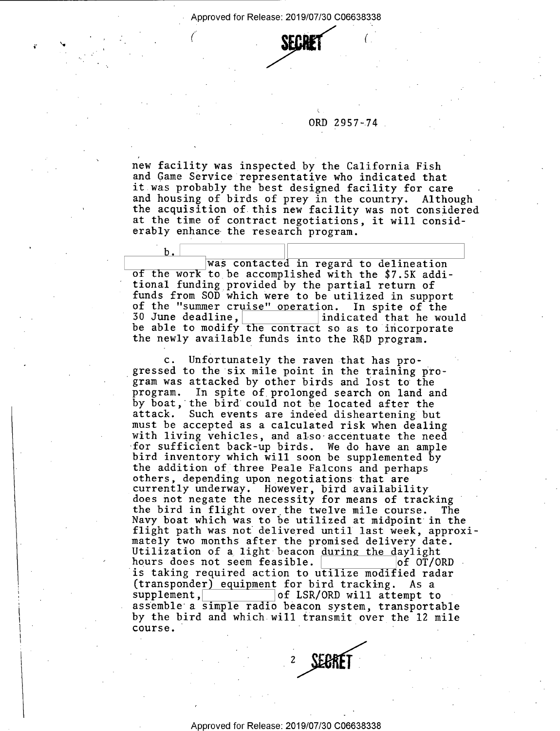SECRET

ORD 2957-74

new facility was inspected by the California Fish and Game Service representative who indicated that it was probably the best designed facility for care and housing of birds of prey in the country. Although the acquisition of this new facility was not considered at the time of contract negotiations, it will considerably enhance the research program.

b. [redacted] [redacted] was contacted in regard to delineation of the work to be accomplished with the $7.5K additional funding provided by the partial return of funds from SOD which were to be utilized in support of the "summer cruise" operation. In spite of the 30 June deadline, [redacted] indicated that he would be able to modify the contract so as to incorporate the newly available funds into the R&D program.

c. Unfortunately the raven that has progressed to the six mile point in the training program was attacked by other birds and lost to the program. In spite of prolonged search on land and by boat, the bird could not be located after the attack. Such events are indeed disheartening but must be accepted as a calculated risk when dealing with living vehicles, and also accentuate the need for sufficient back-up birds. We do have an ample bird inventory which will soon be supplemented by the addition of three Peale Falcons and perhaps others, depending upon negotiations that are currently underway. However, bird availability does not negate the necessity for means of tracking the bird in flight over the twelve mile course. The Navy boat which was to be utilized at midpoint in the flight path was not delivered until last week, approximately two months after the promised delivery date. Utilization of a light beacon during the daylight hours does not seem feasible. [redacted] of OT/ORD is taking required action to utilize modified radar (transponder) equipment for bird tracking. As a supplement, [redacted] of LSR/ORD will attempt to assemble a simple radio beacon system, transportable by the bird and which will transmit over the 12 mile course.

SECRET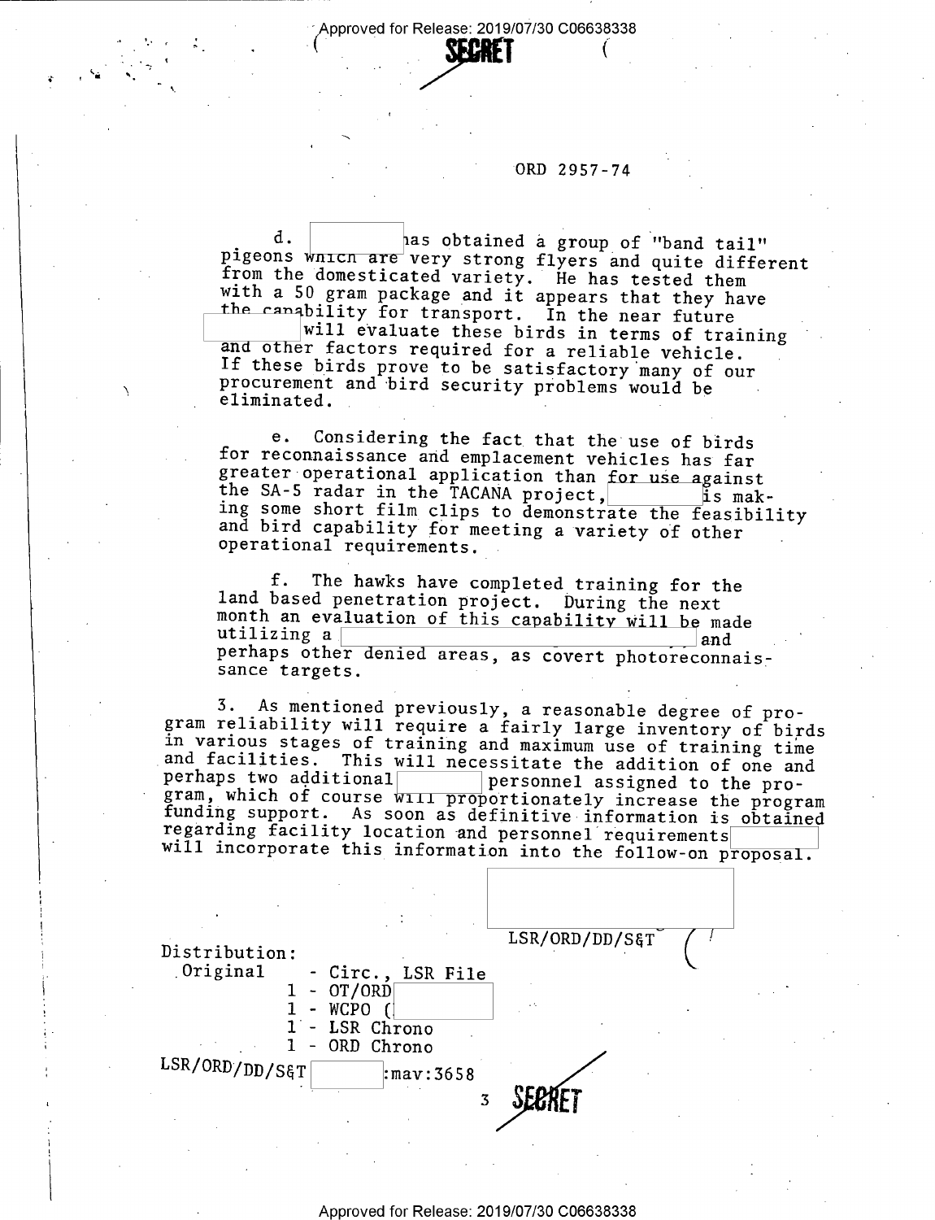SECRET

ORD 2957-74

d. [redacted] has obtained a group of "band tail" pigeons which are very strong flyers and quite different from the domesticated variety. He has tested them with a 50 gram package and it appears that they have the capability for transport. In the near future [redacted] will evaluate these birds in terms of training and other factors required for a reliable vehicle. If these birds prove to be satisfactory many of our procurement and bird security problems would be eliminated.

e. Considering the fact that the use of birds for reconnaissance and emplacement vehicles has far greater operational application than for use against the SA-5 radar in the TACANA project, [redacted] is making some short film clips to demonstrate the feasibility and bird capability for meeting a variety of other operational requirements.

f. The hawks have completed training for the land based penetration project. During the next month an evaluation of this capability will be made utilizing a [redacted] and perhaps other denied areas, as covert photoreconnaissance targets.

3. As mentioned previously, a reasonable degree of program reliability will require a fairly large inventory of birds in various stages of training and maximum use of training time and facilities. This will necessitate the addition of one and perhaps two additional [redacted] personnel assigned to the program, which of course will proportionately increase the program funding support. As soon as definitive information is obtained regarding facility location and personnel requirements [redacted] will incorporate this information into the follow-on proposal.

[redacted]
LSR/ORD/DD/S&T

Distribution:
- Original - Circ., LSR File
- 1 - OT/ORD [redacted]
- 1 - WCPO ( [redacted]
- 1 - LSR Chrono
- 1 - ORD Chrono

LSR/ORD/DD/S&T [redacted] :mav:3658

SECRET